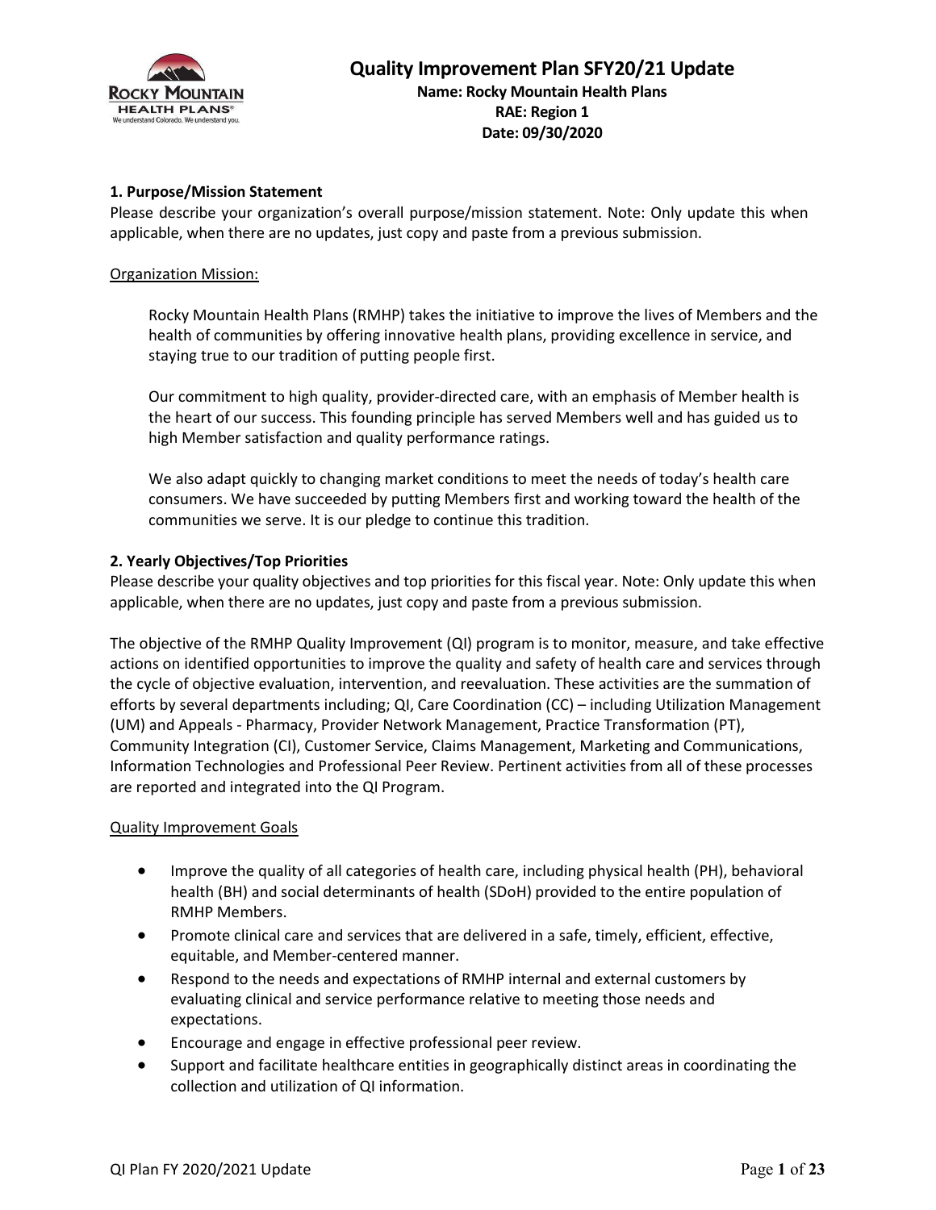# Quality Improvement Plan SFY20/21 Update

**Name: Rocky Mountain Health Plans**
**RAE: Region 1**
**Date: 09/30/2020**

## 1. Purpose/Mission Statement

Please describe your organization's overall purpose/mission statement. Note: Only update this when applicable, when there are no updates, just copy and paste from a previous submission.

Organization Mission:

Rocky Mountain Health Plans (RMHP) takes the initiative to improve the lives of Members and the health of communities by offering innovative health plans, providing excellence in service, and staying true to our tradition of putting people first.

Our commitment to high quality, provider-directed care, with an emphasis of Member health is the heart of our success. This founding principle has served Members well and has guided us to high Member satisfaction and quality performance ratings.

We also adapt quickly to changing market conditions to meet the needs of today's health care consumers. We have succeeded by putting Members first and working toward the health of the communities we serve. It is our pledge to continue this tradition.

## 2. Yearly Objectives/Top Priorities

Please describe your quality objectives and top priorities for this fiscal year. Note: Only update this when applicable, when there are no updates, just copy and paste from a previous submission.

The objective of the RMHP Quality Improvement (QI) program is to monitor, measure, and take effective actions on identified opportunities to improve the quality and safety of health care and services through the cycle of objective evaluation, intervention, and reevaluation. These activities are the summation of efforts by several departments including; QI, Care Coordination (CC) – including Utilization Management (UM) and Appeals - Pharmacy, Provider Network Management, Practice Transformation (PT), Community Integration (CI), Customer Service, Claims Management, Marketing and Communications, Information Technologies and Professional Peer Review. Pertinent activities from all of these processes are reported and integrated into the QI Program.

Quality Improvement Goals

- Improve the quality of all categories of health care, including physical health (PH), behavioral health (BH) and social determinants of health (SDoH) provided to the entire population of RMHP Members.
- Promote clinical care and services that are delivered in a safe, timely, efficient, effective, equitable, and Member-centered manner.
- Respond to the needs and expectations of RMHP internal and external customers by evaluating clinical and service performance relative to meeting those needs and expectations.
- Encourage and engage in effective professional peer review.
- Support and facilitate healthcare entities in geographically distinct areas in coordinating the collection and utilization of QI information.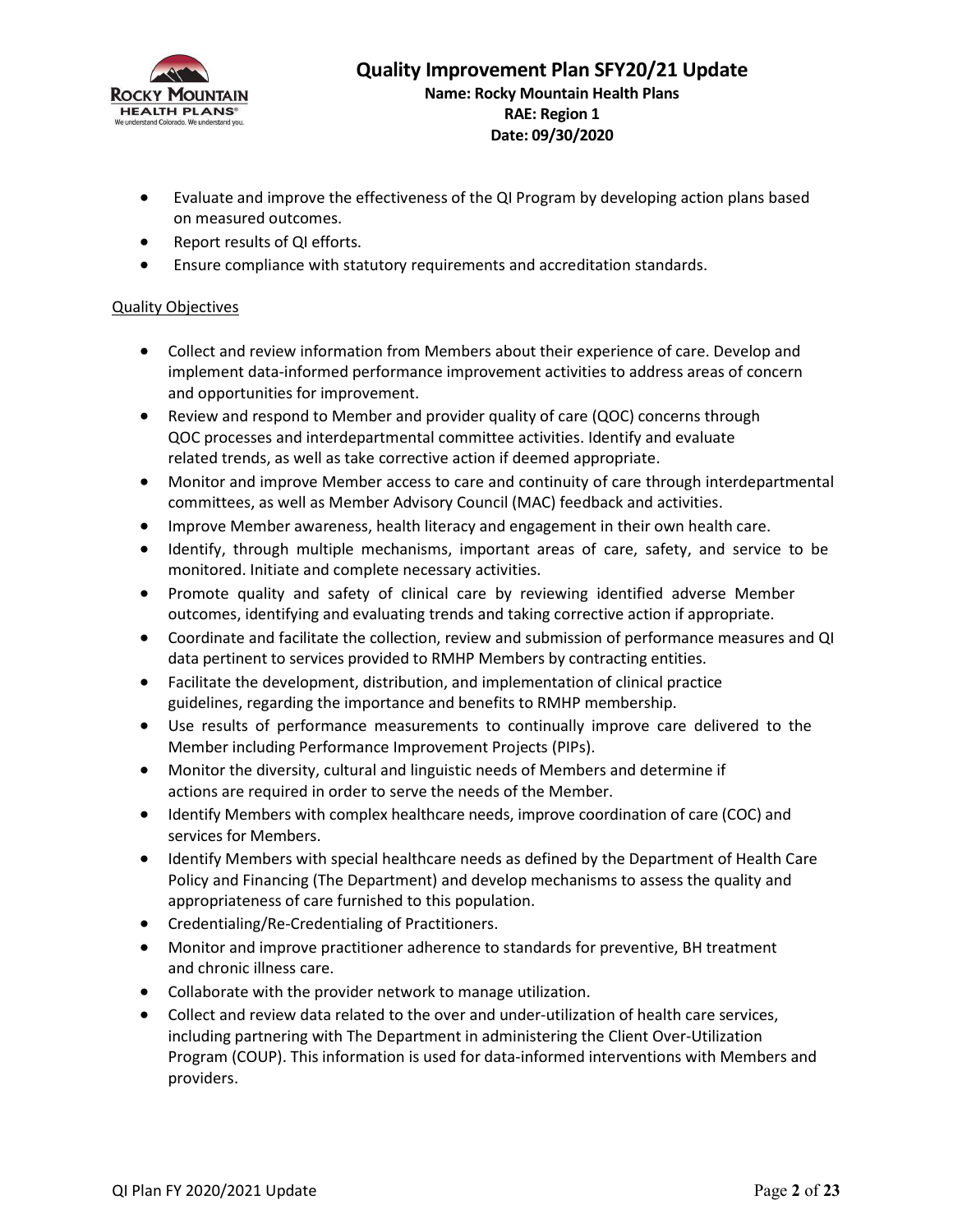- Evaluate and improve the effectiveness of the QI Program by developing action plans based on measured outcomes.
- Report results of QI efforts.
- Ensure compliance with statutory requirements and accreditation standards.

Quality Objectives

- Collect and review information from Members about their experience of care. Develop and implement data-informed performance improvement activities to address areas of concern and opportunities for improvement.
- Review and respond to Member and provider quality of care (QOC) concerns through QOC processes and interdepartmental committee activities. Identify and evaluate related trends, as well as take corrective action if deemed appropriate.
- Monitor and improve Member access to care and continuity of care through interdepartmental committees, as well as Member Advisory Council (MAC) feedback and activities.
- Improve Member awareness, health literacy and engagement in their own health care.
- Identify, through multiple mechanisms, important areas of care, safety, and service to be monitored. Initiate and complete necessary activities.
- Promote quality and safety of clinical care by reviewing identified adverse Member outcomes, identifying and evaluating trends and taking corrective action if appropriate.
- Coordinate and facilitate the collection, review and submission of performance measures and QI data pertinent to services provided to RMHP Members by contracting entities.
- Facilitate the development, distribution, and implementation of clinical practice guidelines, regarding the importance and benefits to RMHP membership.
- Use results of performance measurements to continually improve care delivered to the Member including Performance Improvement Projects (PIPs).
- Monitor the diversity, cultural and linguistic needs of Members and determine if actions are required in order to serve the needs of the Member.
- Identify Members with complex healthcare needs, improve coordination of care (COC) and services for Members.
- Identify Members with special healthcare needs as defined by the Department of Health Care Policy and Financing (The Department) and develop mechanisms to assess the quality and appropriateness of care furnished to this population.
- Credentialing/Re-Credentialing of Practitioners.
- Monitor and improve practitioner adherence to standards for preventive, BH treatment and chronic illness care.
- Collaborate with the provider network to manage utilization.
- Collect and review data related to the over and under-utilization of health care services, including partnering with The Department in administering the Client Over-Utilization Program (COUP). This information is used for data-informed interventions with Members and providers.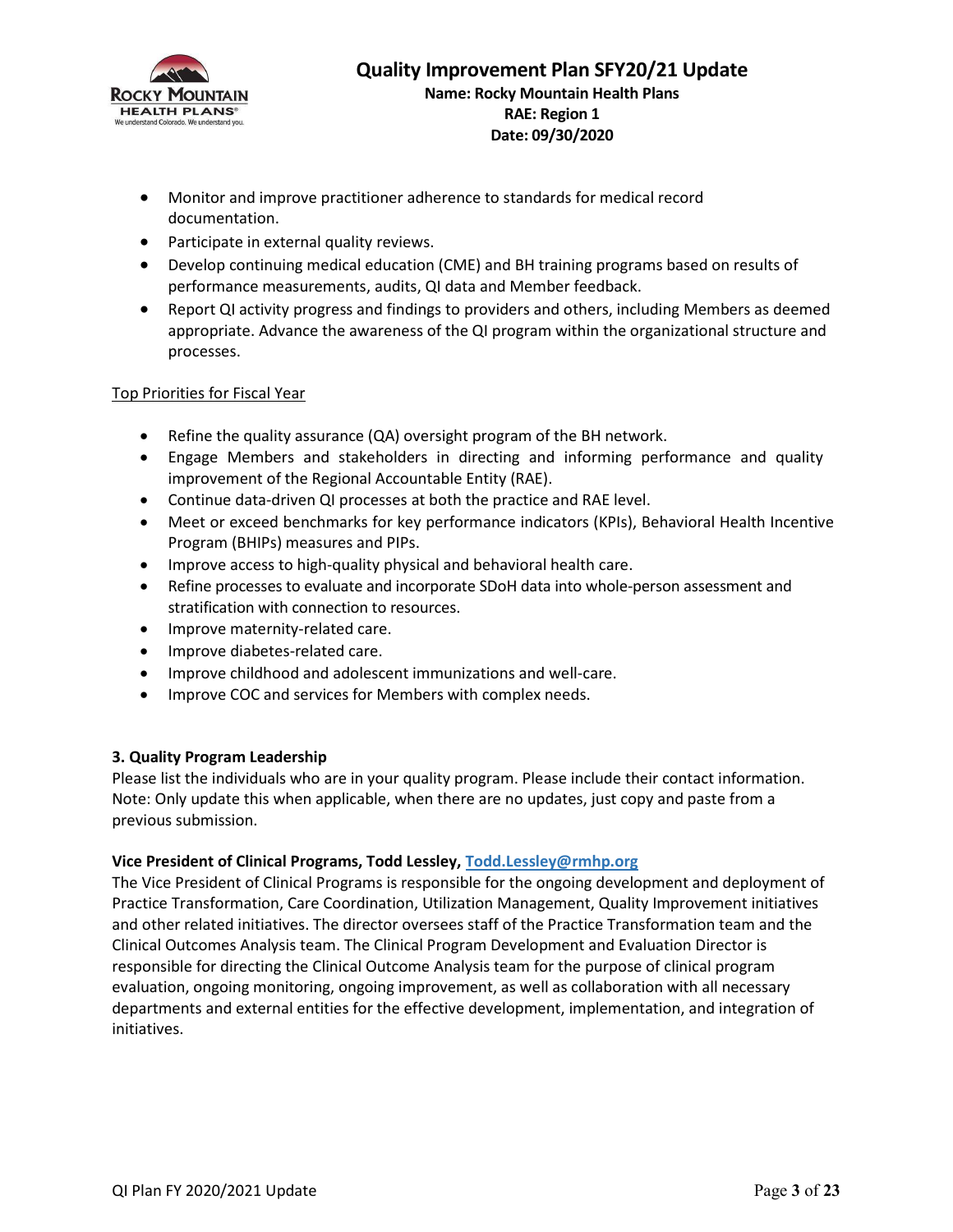- Monitor and improve practitioner adherence to standards for medical record documentation.
- Participate in external quality reviews.
- Develop continuing medical education (CME) and BH training programs based on results of performance measurements, audits, QI data and Member feedback.
- Report QI activity progress and findings to providers and others, including Members as deemed appropriate. Advance the awareness of the QI program within the organizational structure and processes.

Top Priorities for Fiscal Year

- Refine the quality assurance (QA) oversight program of the BH network.
- Engage Members and stakeholders in directing and informing performance and quality improvement of the Regional Accountable Entity (RAE).
- Continue data-driven QI processes at both the practice and RAE level.
- Meet or exceed benchmarks for key performance indicators (KPIs), Behavioral Health Incentive Program (BHIPs) measures and PIPs.
- Improve access to high-quality physical and behavioral health care.
- Refine processes to evaluate and incorporate SDoH data into whole-person assessment and stratification with connection to resources.
- Improve maternity-related care.
- Improve diabetes-related care.
- Improve childhood and adolescent immunizations and well-care.
- Improve COC and services for Members with complex needs.

**3. Quality Program Leadership**

Please list the individuals who are in your quality program. Please include their contact information. Note: Only update this when applicable, when there are no updates, just copy and paste from a previous submission.

**Vice President of Clinical Programs, Todd Lessley, Todd.Lessley@rmhp.org**

The Vice President of Clinical Programs is responsible for the ongoing development and deployment of Practice Transformation, Care Coordination, Utilization Management, Quality Improvement initiatives and other related initiatives. The director oversees staff of the Practice Transformation team and the Clinical Outcomes Analysis team. The Clinical Program Development and Evaluation Director is responsible for directing the Clinical Outcome Analysis team for the purpose of clinical program evaluation, ongoing monitoring, ongoing improvement, as well as collaboration with all necessary departments and external entities for the effective development, implementation, and integration of initiatives.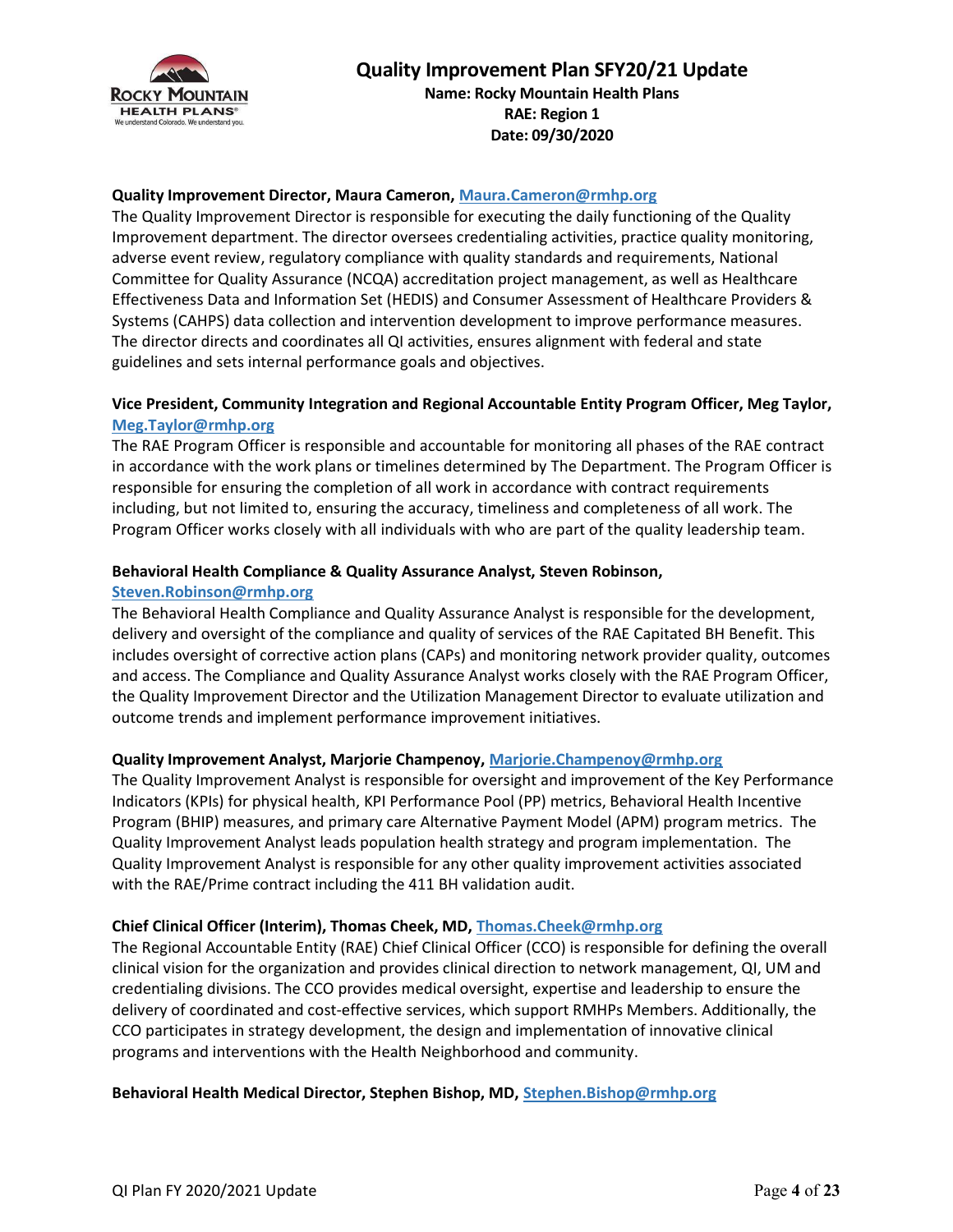**Quality Improvement Director, Maura Cameron, Maura.Cameron@rmhp.org**

The Quality Improvement Director is responsible for executing the daily functioning of the Quality Improvement department. The director oversees credentialing activities, practice quality monitoring, adverse event review, regulatory compliance with quality standards and requirements, National Committee for Quality Assurance (NCQA) accreditation project management, as well as Healthcare Effectiveness Data and Information Set (HEDIS) and Consumer Assessment of Healthcare Providers & Systems (CAHPS) data collection and intervention development to improve performance measures. The director directs and coordinates all QI activities, ensures alignment with federal and state guidelines and sets internal performance goals and objectives.

**Vice President, Community Integration and Regional Accountable Entity Program Officer, Meg Taylor, Meg.Taylor@rmhp.org**

The RAE Program Officer is responsible and accountable for monitoring all phases of the RAE contract in accordance with the work plans or timelines determined by The Department. The Program Officer is responsible for ensuring the completion of all work in accordance with contract requirements including, but not limited to, ensuring the accuracy, timeliness and completeness of all work. The Program Officer works closely with all individuals with who are part of the quality leadership team.

**Behavioral Health Compliance & Quality Assurance Analyst, Steven Robinson, Steven.Robinson@rmhp.org**

The Behavioral Health Compliance and Quality Assurance Analyst is responsible for the development, delivery and oversight of the compliance and quality of services of the RAE Capitated BH Benefit. This includes oversight of corrective action plans (CAPs) and monitoring network provider quality, outcomes and access. The Compliance and Quality Assurance Analyst works closely with the RAE Program Officer, the Quality Improvement Director and the Utilization Management Director to evaluate utilization and outcome trends and implement performance improvement initiatives.

**Quality Improvement Analyst, Marjorie Champenoy, Marjorie.Champenoy@rmhp.org**

The Quality Improvement Analyst is responsible for oversight and improvement of the Key Performance Indicators (KPIs) for physical health, KPI Performance Pool (PP) metrics, Behavioral Health Incentive Program (BHIP) measures, and primary care Alternative Payment Model (APM) program metrics. The Quality Improvement Analyst leads population health strategy and program implementation. The Quality Improvement Analyst is responsible for any other quality improvement activities associated with the RAE/Prime contract including the 411 BH validation audit.

**Chief Clinical Officer (Interim), Thomas Cheek, MD, Thomas.Cheek@rmhp.org**

The Regional Accountable Entity (RAE) Chief Clinical Officer (CCO) is responsible for defining the overall clinical vision for the organization and provides clinical direction to network management, QI, UM and credentialing divisions. The CCO provides medical oversight, expertise and leadership to ensure the delivery of coordinated and cost-effective services, which support RMHPs Members. Additionally, the CCO participates in strategy development, the design and implementation of innovative clinical programs and interventions with the Health Neighborhood and community.

**Behavioral Health Medical Director, Stephen Bishop, MD, Stephen.Bishop@rmhp.org**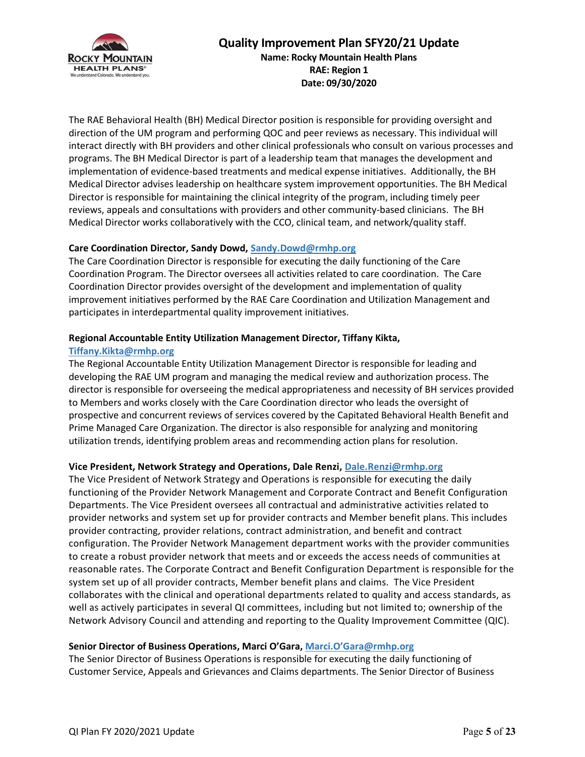The RAE Behavioral Health (BH) Medical Director position is responsible for providing oversight and direction of the UM program and performing QOC and peer reviews as necessary. This individual will interact directly with BH providers and other clinical professionals who consult on various processes and programs. The BH Medical Director is part of a leadership team that manages the development and implementation of evidence-based treatments and medical expense initiatives. Additionally, the BH Medical Director advises leadership on healthcare system improvement opportunities. The BH Medical Director is responsible for maintaining the clinical integrity of the program, including timely peer reviews, appeals and consultations with providers and other community-based clinicians. The BH Medical Director works collaboratively with the CCO, clinical team, and network/quality staff.

**Care Coordination Director, Sandy Dowd, Sandy.Dowd@rmhp.org**

The Care Coordination Director is responsible for executing the daily functioning of the Care Coordination Program. The Director oversees all activities related to care coordination. The Care Coordination Director provides oversight of the development and implementation of quality improvement initiatives performed by the RAE Care Coordination and Utilization Management and participates in interdepartmental quality improvement initiatives.

**Regional Accountable Entity Utilization Management Director, Tiffany Kikta, Tiffany.Kikta@rmhp.org**

The Regional Accountable Entity Utilization Management Director is responsible for leading and developing the RAE UM program and managing the medical review and authorization process. The director is responsible for overseeing the medical appropriateness and necessity of BH services provided to Members and works closely with the Care Coordination director who leads the oversight of prospective and concurrent reviews of services covered by the Capitated Behavioral Health Benefit and Prime Managed Care Organization. The director is also responsible for analyzing and monitoring utilization trends, identifying problem areas and recommending action plans for resolution.

**Vice President, Network Strategy and Operations, Dale Renzi, Dale.Renzi@rmhp.org**

The Vice President of Network Strategy and Operations is responsible for executing the daily functioning of the Provider Network Management and Corporate Contract and Benefit Configuration Departments. The Vice President oversees all contractual and administrative activities related to provider networks and system set up for provider contracts and Member benefit plans. This includes provider contracting, provider relations, contract administration, and benefit and contract configuration. The Provider Network Management department works with the provider communities to create a robust provider network that meets and or exceeds the access needs of communities at reasonable rates. The Corporate Contract and Benefit Configuration Department is responsible for the system set up of all provider contracts, Member benefit plans and claims. The Vice President collaborates with the clinical and operational departments related to quality and access standards, as well as actively participates in several QI committees, including but not limited to; ownership of the Network Advisory Council and attending and reporting to the Quality Improvement Committee (QIC).

**Senior Director of Business Operations, Marci O'Gara, Marci.O'Gara@rmhp.org**

The Senior Director of Business Operations is responsible for executing the daily functioning of Customer Service, Appeals and Grievances and Claims departments. The Senior Director of Business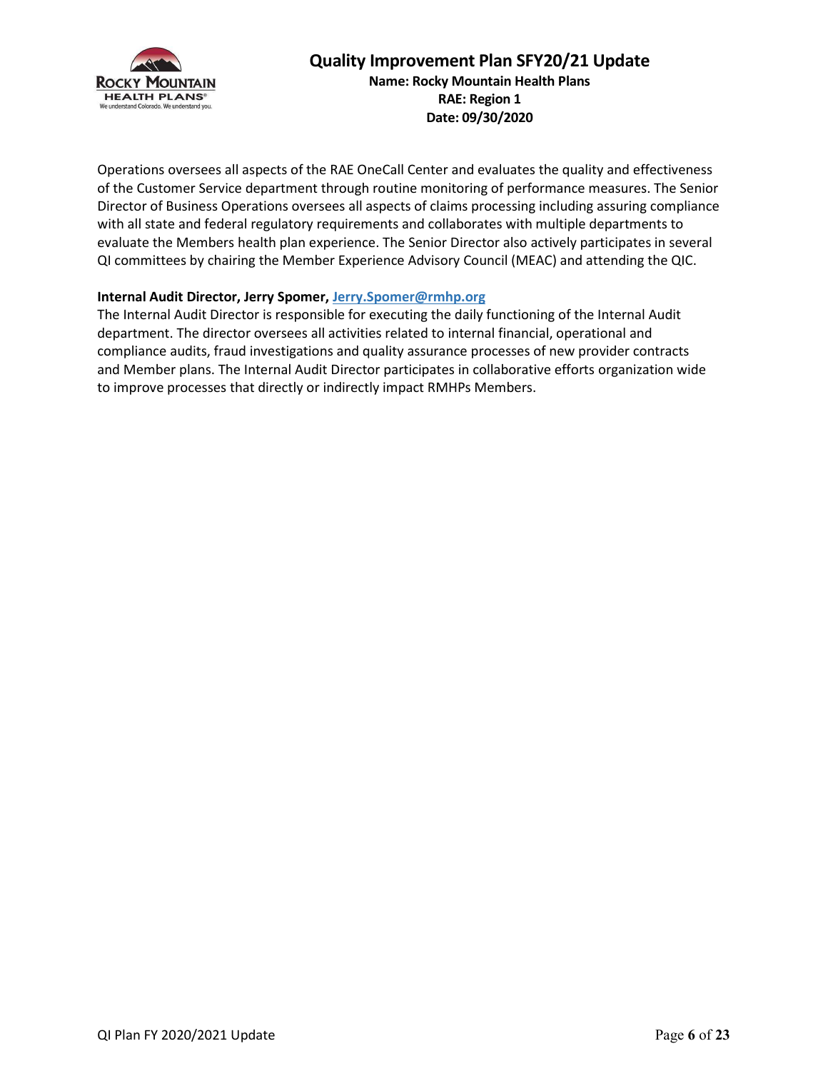Operations oversees all aspects of the RAE OneCall Center and evaluates the quality and effectiveness of the Customer Service department through routine monitoring of performance measures. The Senior Director of Business Operations oversees all aspects of claims processing including assuring compliance with all state and federal regulatory requirements and collaborates with multiple departments to evaluate the Members health plan experience. The Senior Director also actively participates in several QI committees by chairing the Member Experience Advisory Council (MEAC) and attending the QIC.

**Internal Audit Director, Jerry Spomer, Jerry.Spomer@rmhp.org**
The Internal Audit Director is responsible for executing the daily functioning of the Internal Audit department. The director oversees all activities related to internal financial, operational and compliance audits, fraud investigations and quality assurance processes of new provider contracts and Member plans. The Internal Audit Director participates in collaborative efforts organization wide to improve processes that directly or indirectly impact RMHPs Members.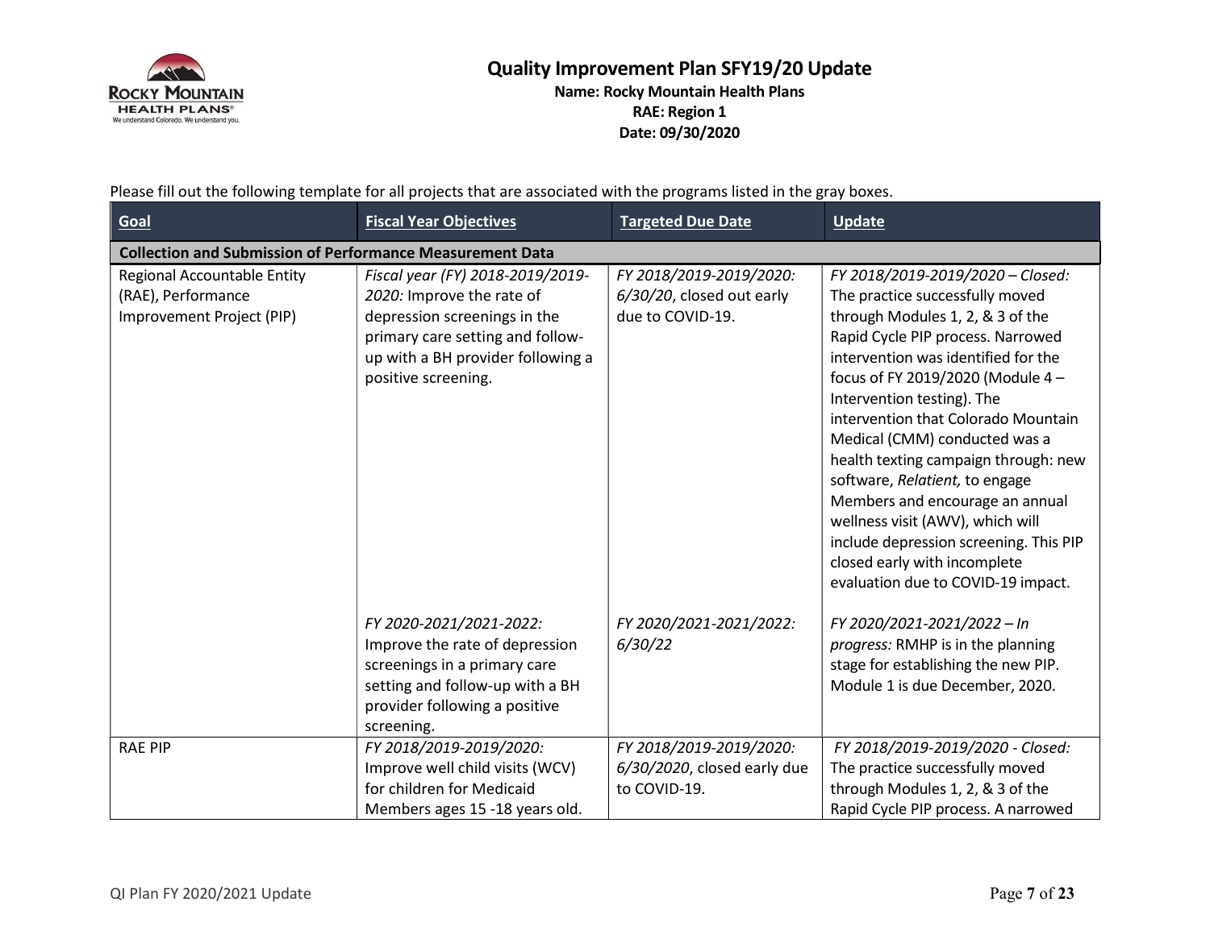# Quality Improvement Plan SFY19/20 Update

**Name: Rocky Mountain Health Plans**
**RAE: Region 1**
**Date: 09/30/2020**

Please fill out the following template for all projects that are associated with the programs listed in the gray boxes.

| Goal | Fiscal Year Objectives | Targeted Due Date | Update |
|---|---|---|---|
| **Collection and Submission of Performance Measurement Data** | | | |
| Regional Accountable Entity (RAE), Performance Improvement Project (PIP) | *Fiscal year (FY) 2018-2019/2019-2020:* Improve the rate of depression screenings in the primary care setting and follow-up with a BH provider following a positive screening. | *FY 2018/2019-2019/2020: 6/30/20*, closed out early due to COVID-19. | *FY 2018/2019-2019/2020 – Closed:* The practice successfully moved through Modules 1, 2, & 3 of the Rapid Cycle PIP process. Narrowed intervention was identified for the focus of FY 2019/2020 (Module 4 – Intervention testing). The intervention that Colorado Mountain Medical (CMM) conducted was a health texting campaign through: new software, *Relatient,* to engage Members and encourage an annual wellness visit (AWV), which will include depression screening. This PIP closed early with incomplete evaluation due to COVID-19 impact. |
| | *FY 2020-2021/2021-2022:* Improve the rate of depression screenings in a primary care setting and follow-up with a BH provider following a positive screening. | *FY 2020/2021-2021/2022: 6/30/22* | *FY 2020/2021-2021/2022 – In progress:* RMHP is in the planning stage for establishing the new PIP. Module 1 is due December, 2020. |
| RAE PIP | *FY 2018/2019-2019/2020:* Improve well child visits (WCV) for children for Medicaid Members ages 15 -18 years old. | *FY 2018/2019-2019/2020: 6/30/2020*, closed early due to COVID-19. | *FY 2018/2019-2019/2020 - Closed:* The practice successfully moved through Modules 1, 2, & 3 of the Rapid Cycle PIP process. A narrowed |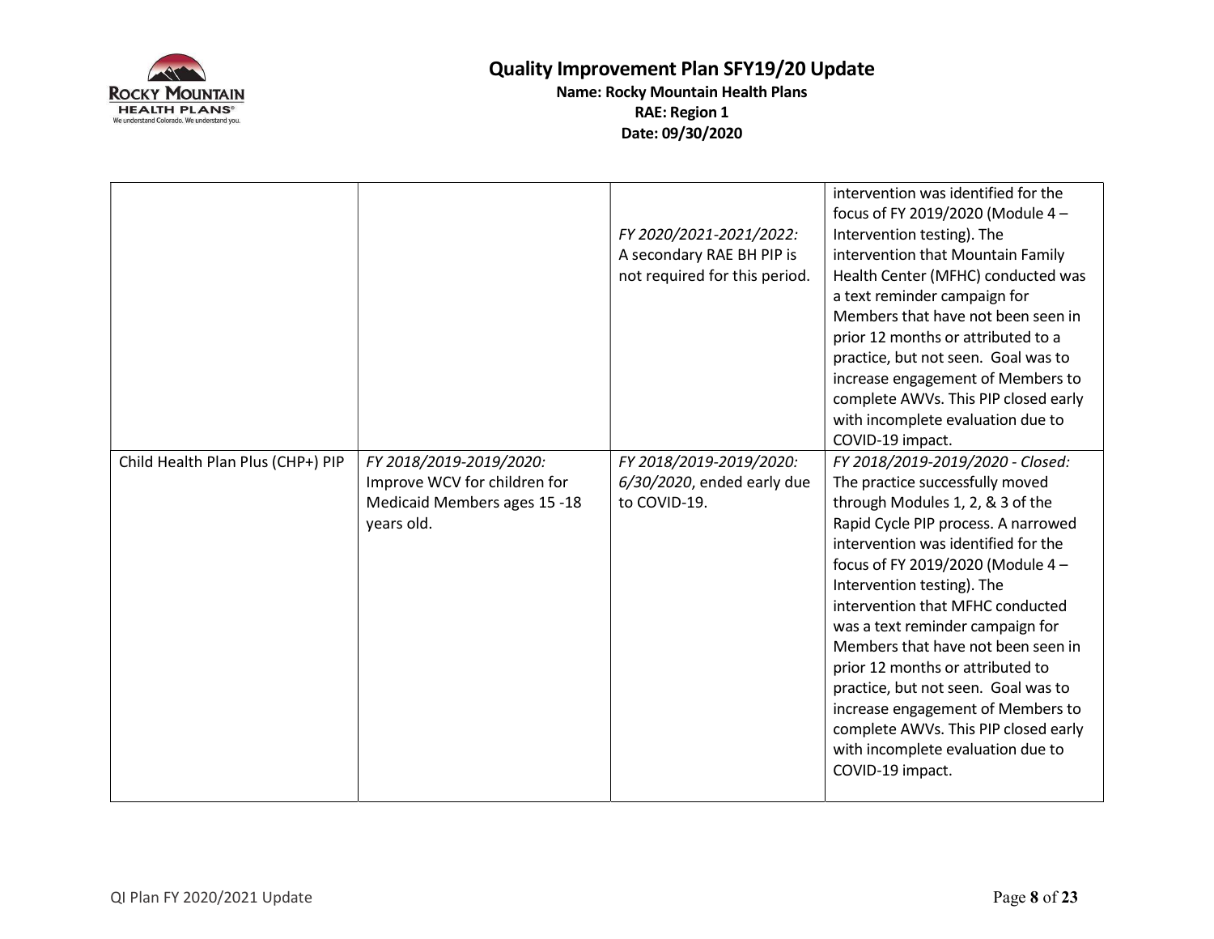| | | | |
|---|---|---|---|
| | | *FY 2020/2021-2021/2022:* A secondary RAE BH PIP is not required for this period. | intervention was identified for the focus of FY 2019/2020 (Module 4 – Intervention testing). The intervention that Mountain Family Health Center (MFHC) conducted was a text reminder campaign for Members that have not been seen in prior 12 months or attributed to a practice, but not seen. Goal was to increase engagement of Members to complete AWVs. This PIP closed early with incomplete evaluation due to COVID-19 impact. |
| Child Health Plan Plus (CHP+) PIP | *FY 2018/2019-2019/2020:* Improve WCV for children for Medicaid Members ages 15 -18 years old. | *FY 2018/2019-2019/2020: 6/30/2020*, ended early due to COVID-19. | *FY 2018/2019-2019/2020 - Closed:* The practice successfully moved through Modules 1, 2, & 3 of the Rapid Cycle PIP process. A narrowed intervention was identified for the focus of FY 2019/2020 (Module 4 – Intervention testing). The intervention that MFHC conducted was a text reminder campaign for Members that have not been seen in prior 12 months or attributed to practice, but not seen. Goal was to increase engagement of Members to complete AWVs. This PIP closed early with incomplete evaluation due to COVID-19 impact. |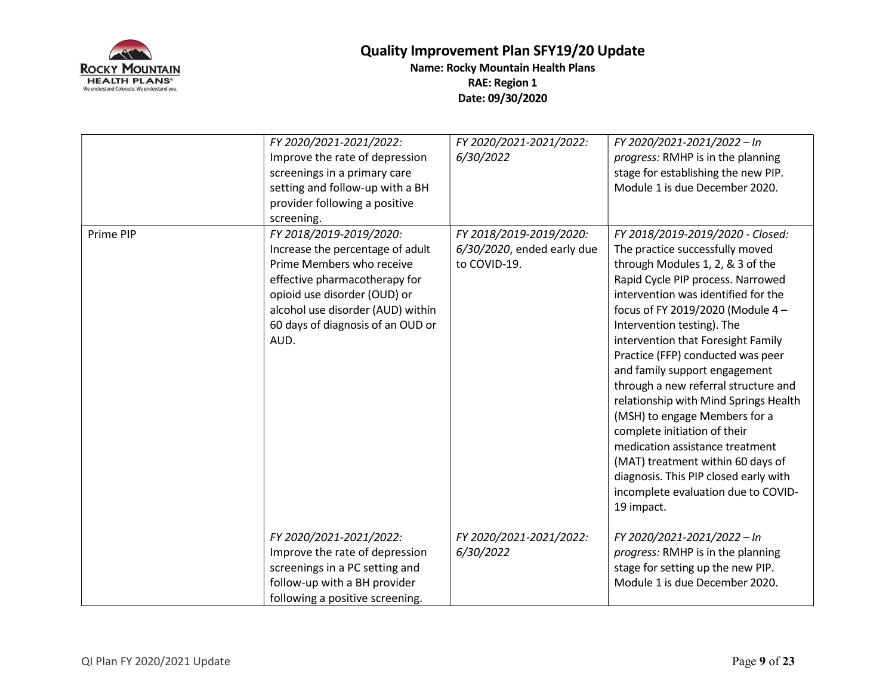# Quality Improvement Plan SFY19/20 Update

**Name: Rocky Mountain Health Plans**
**RAE: Region 1**
**Date: 09/30/2020**

| | | | |
|---|---|---|---|
| | *FY 2020/2021-2021/2022:* Improve the rate of depression screenings in a primary care setting and follow-up with a BH provider following a positive screening. | *FY 2020/2021-2021/2022: 6/30/2022* | *FY 2020/2021-2021/2022 – In progress:* RMHP is in the planning stage for establishing the new PIP. Module 1 is due December 2020. |
| Prime PIP | *FY 2018/2019-2019/2020:* Increase the percentage of adult Prime Members who receive effective pharmacotherapy for opioid use disorder (OUD) or alcohol use disorder (AUD) within 60 days of diagnosis of an OUD or AUD.<br><br>*FY 2020/2021-2021/2022:* Improve the rate of depression screenings in a PC setting and follow-up with a BH provider following a positive screening. | *FY 2018/2019-2019/2020: 6/30/2020*, ended early due to COVID-19.<br><br>*FY 2020/2021-2021/2022: 6/30/2022* | *FY 2018/2019-2019/2020 - Closed:* The practice successfully moved through Modules 1, 2, & 3 of the Rapid Cycle PIP process. Narrowed intervention was identified for the focus of FY 2019/2020 (Module 4 – Intervention testing). The intervention that Foresight Family Practice (FFP) conducted was peer and family support engagement through a new referral structure and relationship with Mind Springs Health (MSH) to engage Members for a complete initiation of their medication assistance treatment (MAT) treatment within 60 days of diagnosis. This PIP closed early with incomplete evaluation due to COVID-19 impact.<br><br>*FY 2020/2021-2021/2022 – In progress:* RMHP is in the planning stage for setting up the new PIP. Module 1 is due December 2020. |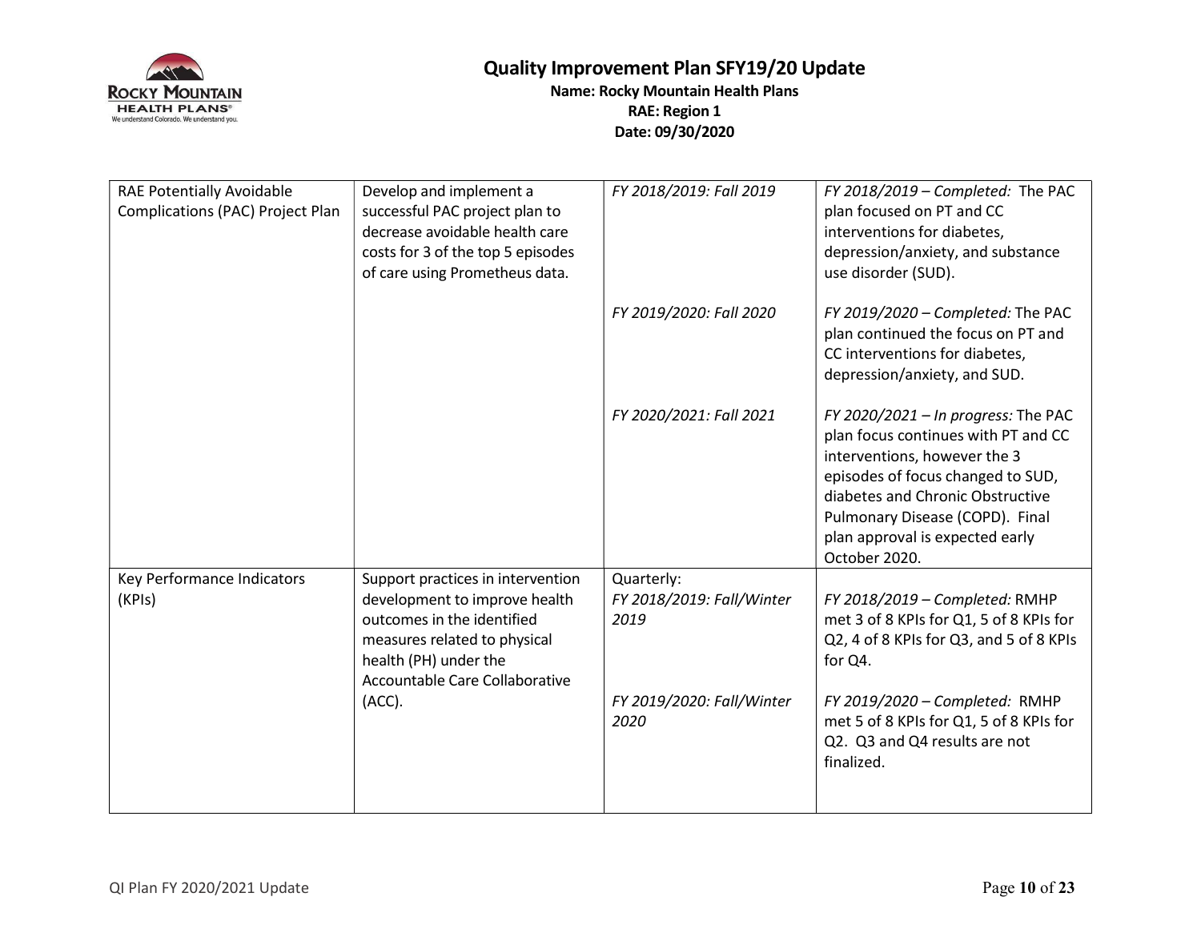# Quality Improvement Plan SFY19/20 Update

**Name: Rocky Mountain Health Plans**
**RAE: Region 1**
**Date: 09/30/2020**

| | | | |
|---|---|---|---|
| RAE Potentially Avoidable Complications (PAC) Project Plan | Develop and implement a successful PAC project plan to decrease avoidable health care costs for 3 of the top 5 episodes of care using Prometheus data. | *FY 2018/2019: Fall 2019* | *FY 2018/2019 – Completed:* The PAC plan focused on PT and CC interventions for diabetes, depression/anxiety, and substance use disorder (SUD). |
| | | *FY 2019/2020: Fall 2020* | *FY 2019/2020 – Completed:* The PAC plan continued the focus on PT and CC interventions for diabetes, depression/anxiety, and SUD. |
| | | *FY 2020/2021: Fall 2021* | *FY 2020/2021 – In progress:* The PAC plan focus continues with PT and CC interventions, however the 3 episodes of focus changed to SUD, diabetes and Chronic Obstructive Pulmonary Disease (COPD). Final plan approval is expected early October 2020. |
| Key Performance Indicators (KPIs) | Support practices in intervention development to improve health outcomes in the identified measures related to physical health (PH) under the Accountable Care Collaborative (ACC). | Quarterly: *FY 2018/2019: Fall/Winter 2019* | *FY 2018/2019 – Completed:* RMHP met 3 of 8 KPIs for Q1, 5 of 8 KPIs for Q2, 4 of 8 KPIs for Q3, and 5 of 8 KPIs for Q4. |
| | | *FY 2019/2020: Fall/Winter 2020* | *FY 2019/2020 – Completed:* RMHP met 5 of 8 KPIs for Q1, 5 of 8 KPIs for Q2. Q3 and Q4 results are not finalized. |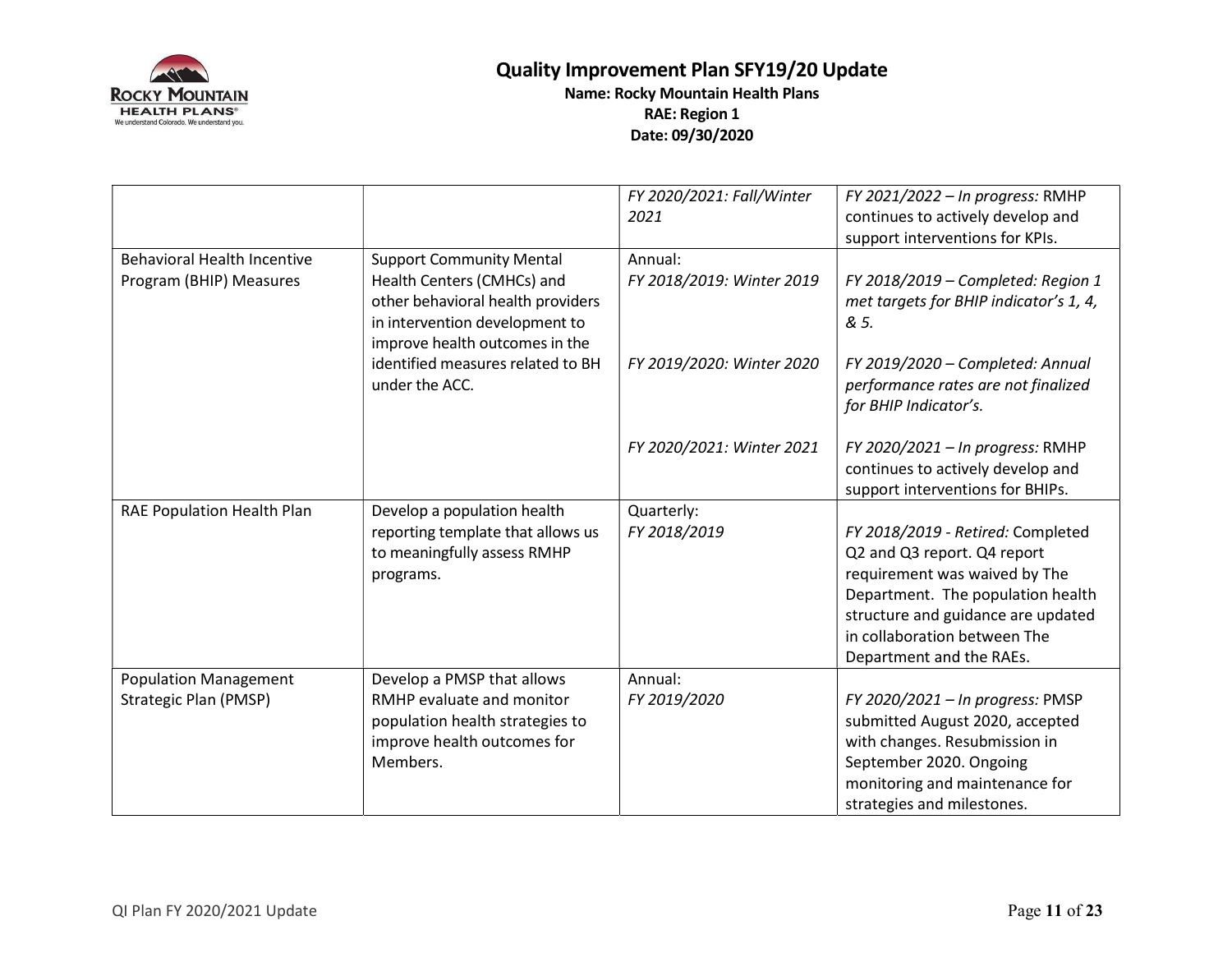# Quality Improvement Plan SFY19/20 Update

**Name: Rocky Mountain Health Plans**
**RAE: Region 1**
**Date: 09/30/2020**

| | | | |
|---|---|---|---|
| | | *FY 2020/2021: Fall/Winter 2021* | *FY 2021/2022 – In progress:* RMHP continues to actively develop and support interventions for KPIs. |
| Behavioral Health Incentive Program (BHIP) Measures | Support Community Mental Health Centers (CMHCs) and other behavioral health providers in intervention development to improve health outcomes in the identified measures related to BH under the ACC. | Annual:<br>*FY 2018/2019: Winter 2019*<br><br>*FY 2019/2020: Winter 2020*<br><br>*FY 2020/2021: Winter 2021* | *FY 2018/2019 – Completed: Region 1 met targets for BHIP indicator's 1, 4, & 5.*<br><br>*FY 2019/2020 – Completed: Annual performance rates are not finalized for BHIP Indicator's.*<br><br>*FY 2020/2021 – In progress:* RMHP continues to actively develop and support interventions for BHIPs. |
| RAE Population Health Plan | Develop a population health reporting template that allows us to meaningfully assess RMHP programs. | Quarterly:<br>*FY 2018/2019* | *FY 2018/2019 - Retired:* Completed Q2 and Q3 report. Q4 report requirement was waived by The Department. The population health structure and guidance are updated in collaboration between The Department and the RAEs. |
| Population Management Strategic Plan (PMSP) | Develop a PMSP that allows RMHP evaluate and monitor population health strategies to improve health outcomes for Members. | Annual:<br>*FY 2019/2020* | *FY 2020/2021 – In progress:* PMSP submitted August 2020, accepted with changes. Resubmission in September 2020. Ongoing monitoring and maintenance for strategies and milestones. |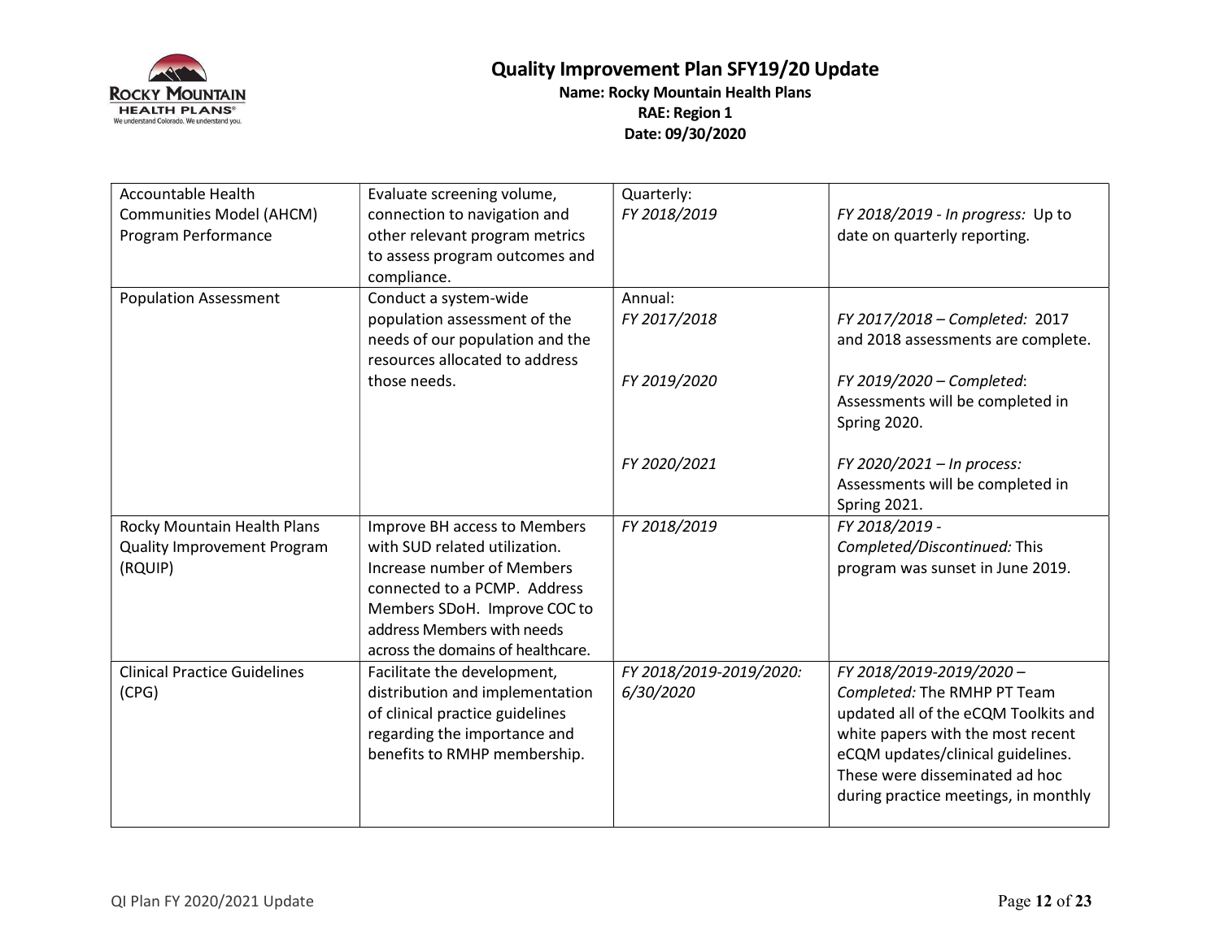# Quality Improvement Plan SFY19/20 Update

**Name: Rocky Mountain Health Plans**
**RAE: Region 1**
**Date: 09/30/2020**

| | | | |
|---|---|---|---|
| Accountable Health Communities Model (AHCM) Program Performance | Evaluate screening volume, connection to navigation and other relevant program metrics to assess program outcomes and compliance. | Quarterly:<br>*FY 2018/2019* | *FY 2018/2019 - In progress:* Up to date on quarterly reporting. |
| Population Assessment | Conduct a system-wide population assessment of the needs of our population and the resources allocated to address those needs. | Annual:<br>*FY 2017/2018*<br><br>*FY 2019/2020*<br><br>*FY 2020/2021* | *FY 2017/2018 – Completed:* 2017 and 2018 assessments are complete.<br><br>*FY 2019/2020 – Completed*: Assessments will be completed in Spring 2020.<br><br>*FY 2020/2021 – In process:* Assessments will be completed in Spring 2021. |
| Rocky Mountain Health Plans Quality Improvement Program (RQUIP) | Improve BH access to Members with SUD related utilization. Increase number of Members connected to a PCMP. Address Members SDoH. Improve COC to address Members with needs across the domains of healthcare. | *FY 2018/2019* | *FY 2018/2019 - Completed/Discontinued:* This program was sunset in June 2019. |
| Clinical Practice Guidelines (CPG) | Facilitate the development, distribution and implementation of clinical practice guidelines regarding the importance and benefits to RMHP membership. | *FY 2018/2019-2019/2020: 6/30/2020* | *FY 2018/2019-2019/2020 – Completed:* The RMHP PT Team updated all of the eCQM Toolkits and white papers with the most recent eCQM updates/clinical guidelines. These were disseminated ad hoc during practice meetings, in monthly |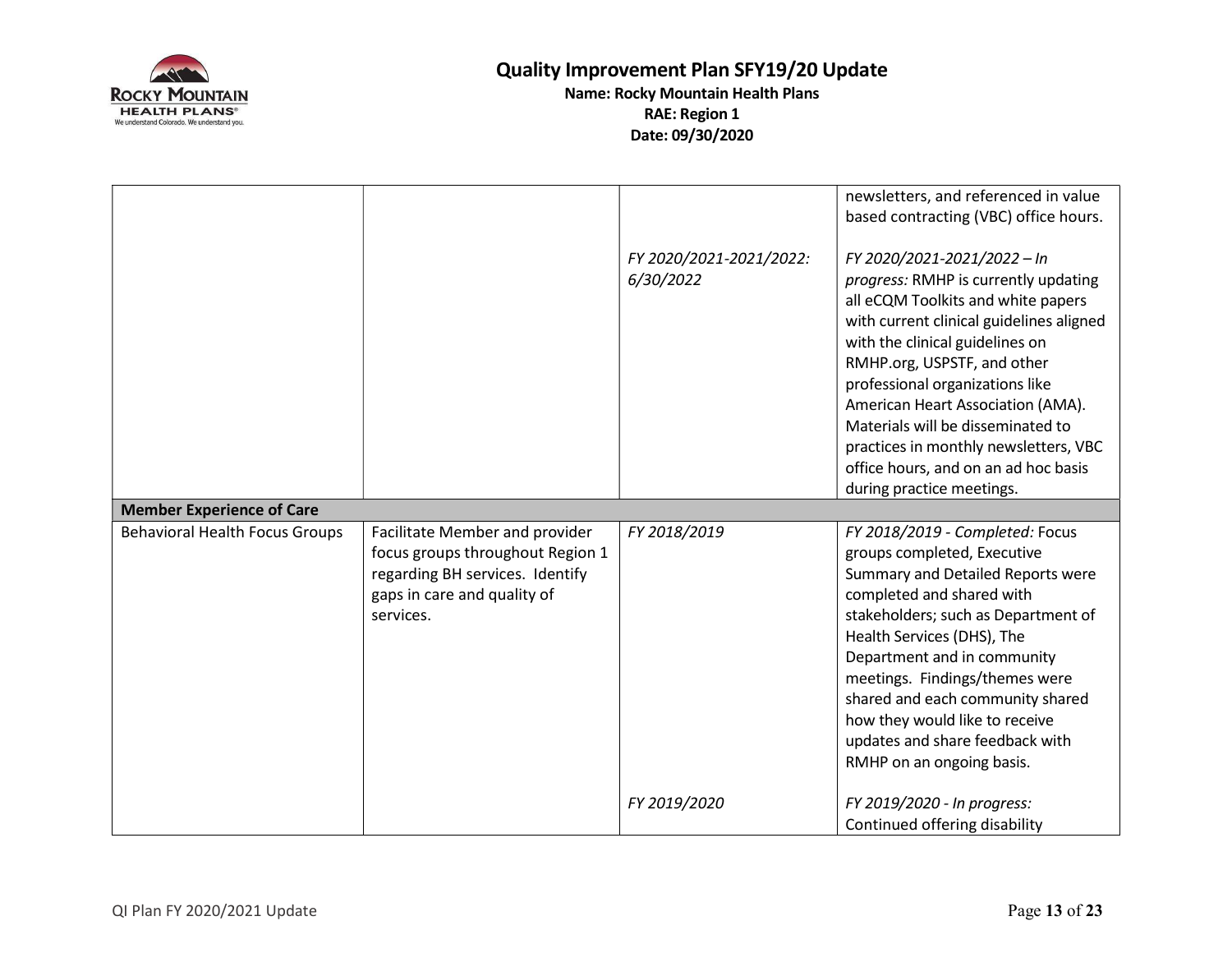# Quality Improvement Plan SFY19/20 Update

**Name: Rocky Mountain Health Plans**
**RAE: Region 1**
**Date: 09/30/2020**

| | | | |
|---|---|---|---|
| | | | newsletters, and referenced in value based contracting (VBC) office hours. |
| | | *FY 2020/2021-2021/2022: 6/30/2022* | *FY 2020/2021-2021/2022 – In progress:* RMHP is currently updating all eCQM Toolkits and white papers with current clinical guidelines aligned with the clinical guidelines on RMHP.org, USPSTF, and other professional organizations like American Heart Association (AMA). Materials will be disseminated to practices in monthly newsletters, VBC office hours, and on an ad hoc basis during practice meetings. |
| **Member Experience of Care** | | | |
| Behavioral Health Focus Groups | Facilitate Member and provider focus groups throughout Region 1 regarding BH services. Identify gaps in care and quality of services. | *FY 2018/2019* | *FY 2018/2019 - Completed:* Focus groups completed, Executive Summary and Detailed Reports were completed and shared with stakeholders; such as Department of Health Services (DHS), The Department and in community meetings. Findings/themes were shared and each community shared how they would like to receive updates and share feedback with RMHP on an ongoing basis. |
| | | *FY 2019/2020* | *FY 2019/2020 - In progress:* Continued offering disability |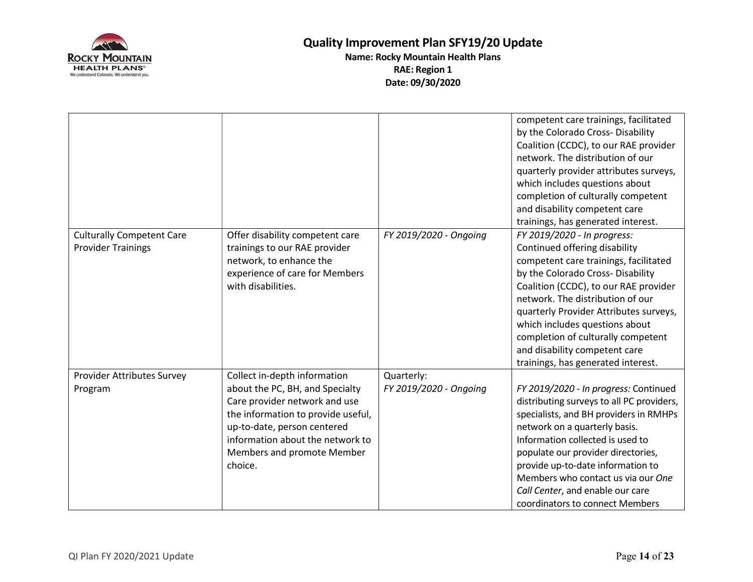| | | | |
|---|---|---|---|
| | | | competent care trainings, facilitated by the Colorado Cross- Disability Coalition (CCDC), to our RAE provider network. The distribution of our quarterly provider attributes surveys, which includes questions about completion of culturally competent and disability competent care trainings, has generated interest. |
| Culturally Competent Care Provider Trainings | Offer disability competent care trainings to our RAE provider network, to enhance the experience of care for Members with disabilities. | *FY 2019/2020 - Ongoing* | *FY 2019/2020 - In progress:* Continued offering disability competent care trainings, facilitated by the Colorado Cross- Disability Coalition (CCDC), to our RAE provider network. The distribution of our quarterly Provider Attributes surveys, which includes questions about completion of culturally competent and disability competent care trainings, has generated interest. |
| Provider Attributes Survey Program | Collect in-depth information about the PC, BH, and Specialty Care provider network and use the information to provide useful, up-to-date, person centered information about the network to Members and promote Member choice. | Quarterly: *FY 2019/2020 - Ongoing* | *FY 2019/2020 - In progress:* Continued distributing surveys to all PC providers, specialists, and BH providers in RMHPs network on a quarterly basis. Information collected is used to populate our provider directories, provide up-to-date information to Members who contact us via our *One Call Center*, and enable our care coordinators to connect Members |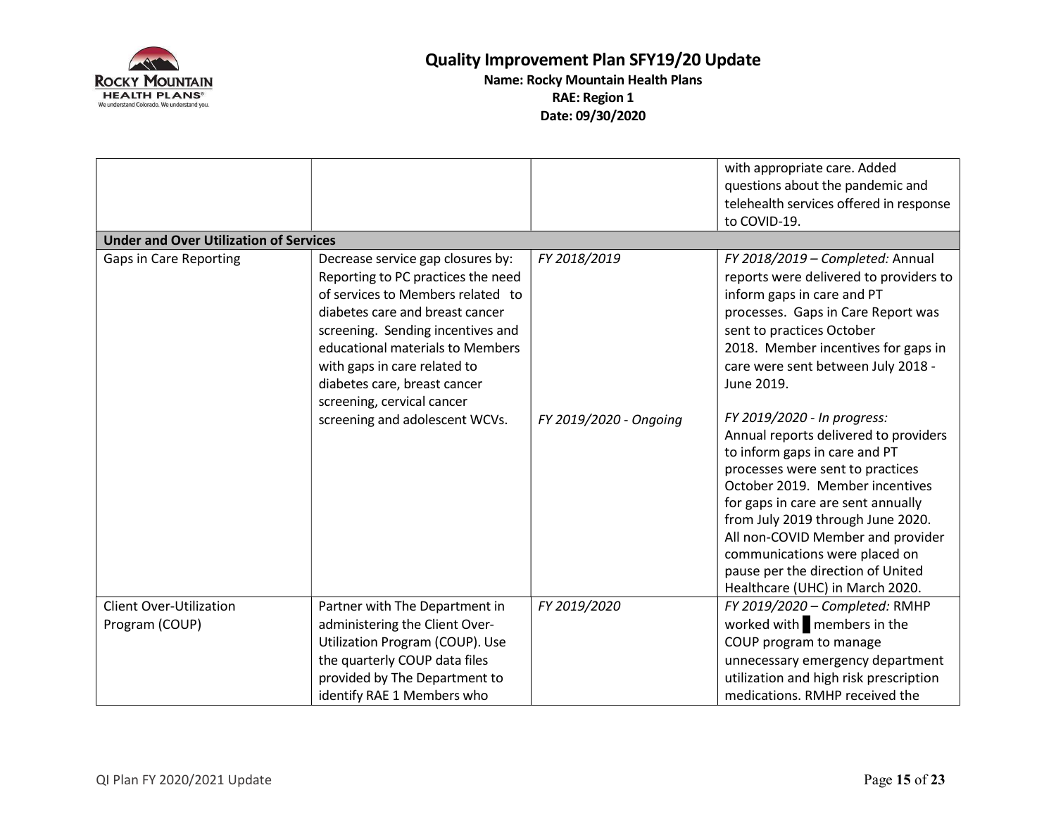| | | | |
|---|---|---|---|
| | | | with appropriate care. Added questions about the pandemic and telehealth services offered in response to COVID-19. |
| **Under and Over Utilization of Services** | | | |
| Gaps in Care Reporting | Decrease service gap closures by: Reporting to PC practices the need of services to Members related to diabetes care and breast cancer screening. Sending incentives and educational materials to Members with gaps in care related to diabetes care, breast cancer screening, cervical cancer screening and adolescent WCVs. | *FY 2018/2019*<br><br>*FY 2019/2020 - Ongoing* | *FY 2018/2019 – Completed:* Annual reports were delivered to providers to inform gaps in care and PT processes. Gaps in Care Report was sent to practices October 2018. Member incentives for gaps in care were sent between July 2018 - June 2019.<br><br>*FY 2019/2020 - In progress:* Annual reports delivered to providers to inform gaps in care and PT processes were sent to practices October 2019. Member incentives for gaps in care are sent annually from July 2019 through June 2020. All non-COVID Member and provider communications were placed on pause per the direction of United Healthcare (UHC) in March 2020. |
| Client Over-Utilization Program (COUP) | Partner with The Department in administering the Client Over-Utilization Program (COUP). Use the quarterly COUP data files provided by The Department to identify RAE 1 Members who | *FY 2019/2020* | *FY 2019/2020 – Completed:* RMHP worked with █ members in the COUP program to manage unnecessary emergency department utilization and high risk prescription medications. RMHP received the |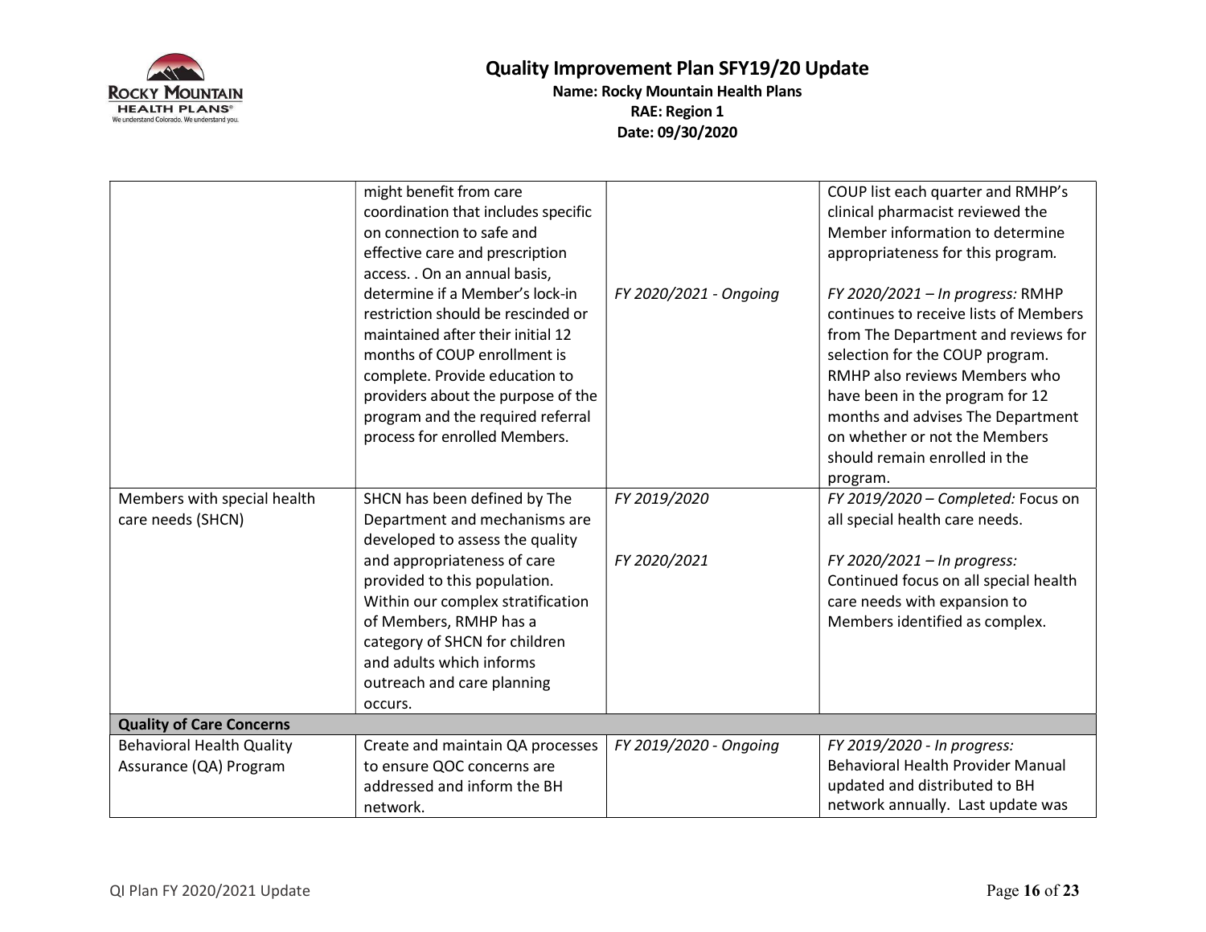| | | | |
|---|---|---|---|
| | might benefit from care coordination that includes specific on connection to safe and effective care and prescription access. . On an annual basis, determine if a Member's lock-in restriction should be rescinded or maintained after their initial 12 months of COUP enrollment is complete. Provide education to providers about the purpose of the program and the required referral process for enrolled Members. | *FY 2020/2021 - Ongoing* | COUP list each quarter and RMHP's clinical pharmacist reviewed the Member information to determine appropriateness for this program.<br><br>*FY 2020/2021 – In progress:* RMHP continues to receive lists of Members from The Department and reviews for selection for the COUP program. RMHP also reviews Members who have been in the program for 12 months and advises The Department on whether or not the Members should remain enrolled in the program. |
| Members with special health care needs (SHCN) | SHCN has been defined by The Department and mechanisms are developed to assess the quality and appropriateness of care provided to this population. Within our complex stratification of Members, RMHP has a category of SHCN for children and adults which informs outreach and care planning occurs. | *FY 2019/2020*<br><br>*FY 2020/2021* | *FY 2019/2020 – Completed:* Focus on all special health care needs.<br><br>*FY 2020/2021 – In progress:* Continued focus on all special health care needs with expansion to Members identified as complex. |
| **Quality of Care Concerns** | | | |
| Behavioral Health Quality Assurance (QA) Program | Create and maintain QA processes to ensure QOC concerns are addressed and inform the BH network. | *FY 2019/2020 - Ongoing* | *FY 2019/2020 - In progress:* Behavioral Health Provider Manual updated and distributed to BH network annually. Last update was |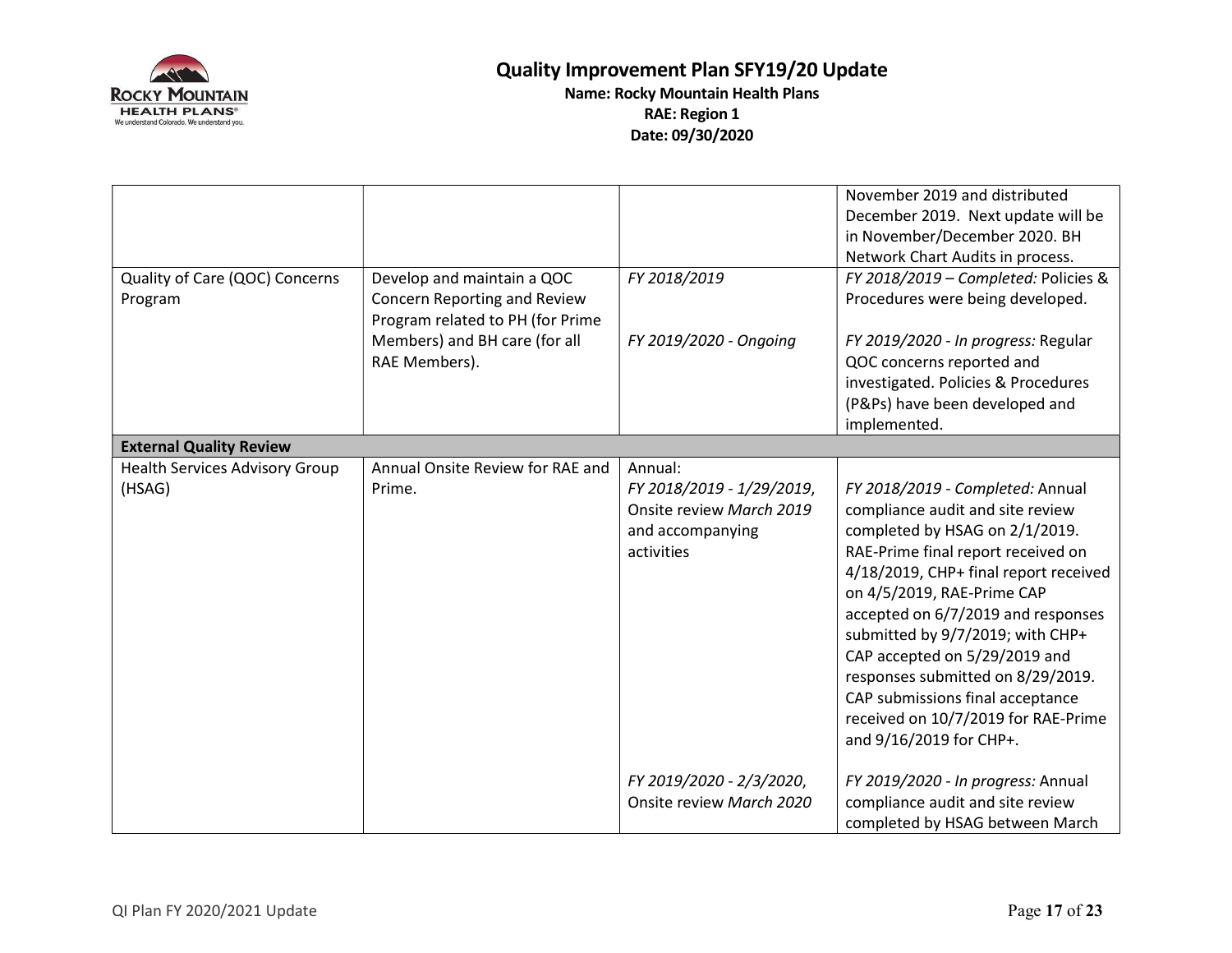| | | | |
|---|---|---|---|
| | | | November 2019 and distributed December 2019. Next update will be in November/December 2020. BH Network Chart Audits in process. |
| Quality of Care (QOC) Concerns Program | Develop and maintain a QOC Concern Reporting and Review Program related to PH (for Prime Members) and BH care (for all RAE Members). | *FY 2018/2019*<br><br>*FY 2019/2020 - Ongoing* | *FY 2018/2019 – Completed:* Policies & Procedures were being developed.<br><br>*FY 2019/2020 - In progress:* Regular QOC concerns reported and investigated. Policies & Procedures (P&Ps) have been developed and implemented. |
| **External Quality Review** | | | |
| Health Services Advisory Group (HSAG) | Annual Onsite Review for RAE and Prime. | Annual:<br>*FY 2018/2019 - 1/29/2019,* Onsite review *March 2019* and accompanying activities | *FY 2018/2019 - Completed:* Annual compliance audit and site review completed by HSAG on 2/1/2019. RAE-Prime final report received on 4/18/2019, CHP+ final report received on 4/5/2019, RAE-Prime CAP accepted on 6/7/2019 and responses submitted by 9/7/2019; with CHP+ CAP accepted on 5/29/2019 and responses submitted on 8/29/2019. CAP submissions final acceptance received on 10/7/2019 for RAE-Prime and 9/16/2019 for CHP+. |
| | | *FY 2019/2020 - 2/3/2020,* Onsite review *March 2020* | *FY 2019/2020 - In progress:* Annual compliance audit and site review completed by HSAG between March |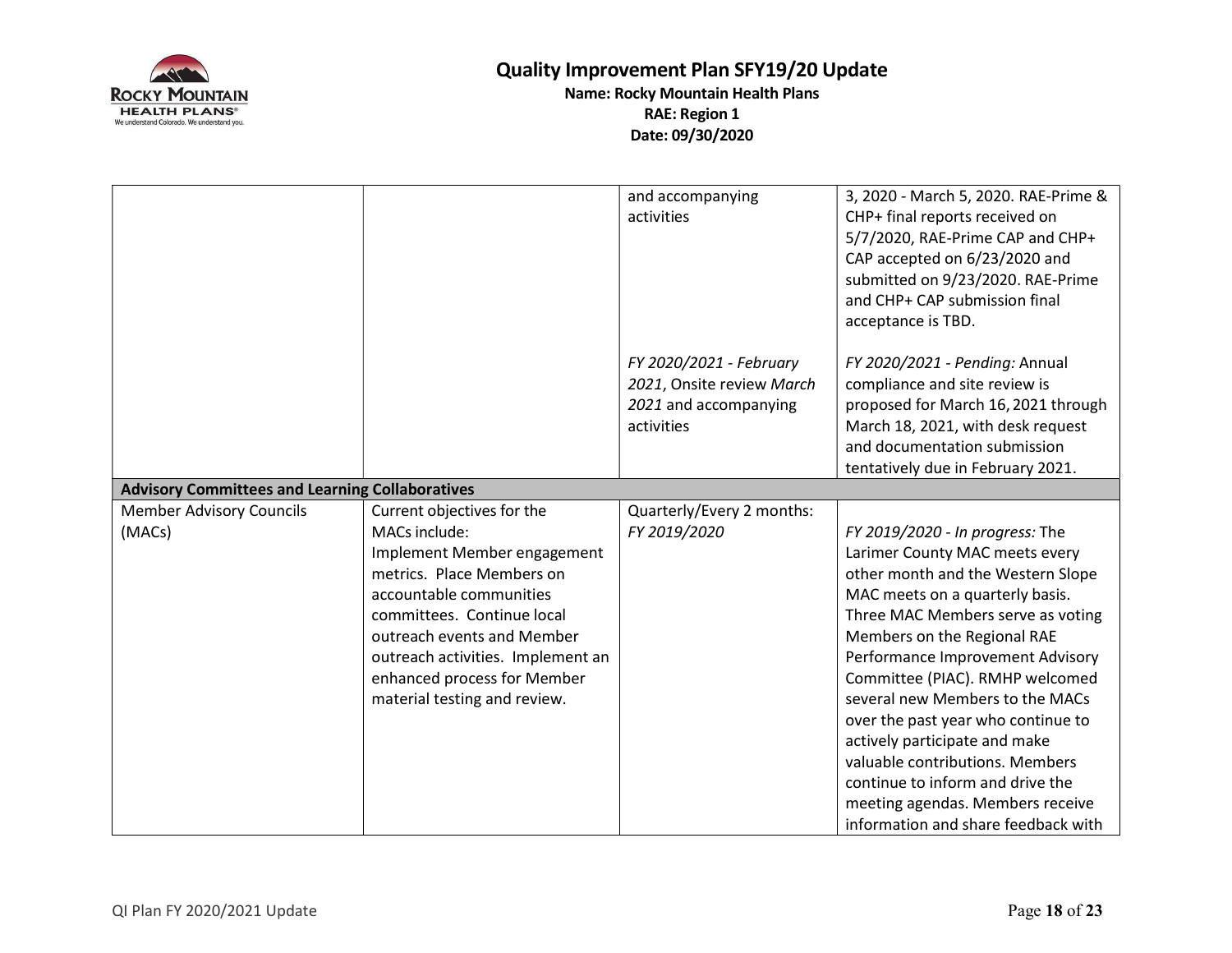| | | | |
|---|---|---|---|
| | | and accompanying activities | 3, 2020 - March 5, 2020. RAE-Prime & CHP+ final reports received on 5/7/2020, RAE-Prime CAP and CHP+ CAP accepted on 6/23/2020 and submitted on 9/23/2020. RAE-Prime and CHP+ CAP submission final acceptance is TBD. |
| | | *FY 2020/2021 - February 2021*, Onsite review *March 2021* and accompanying activities | *FY 2020/2021 - Pending:* Annual compliance and site review is proposed for March 16, 2021 through March 18, 2021, with desk request and documentation submission tentatively due in February 2021. |
| **Advisory Committees and Learning Collaboratives** | | | |
| Member Advisory Councils (MACs) | Current objectives for the MACs include: Implement Member engagement metrics. Place Members on accountable communities committees. Continue local outreach events and Member outreach activities. Implement an enhanced process for Member material testing and review. | Quarterly/Every 2 months: *FY 2019/2020* | *FY 2019/2020 - In progress:* The Larimer County MAC meets every other month and the Western Slope MAC meets on a quarterly basis. Three MAC Members serve as voting Members on the Regional RAE Performance Improvement Advisory Committee (PIAC). RMHP welcomed several new Members to the MACs over the past year who continue to actively participate and make valuable contributions. Members continue to inform and drive the meeting agendas. Members receive information and share feedback with |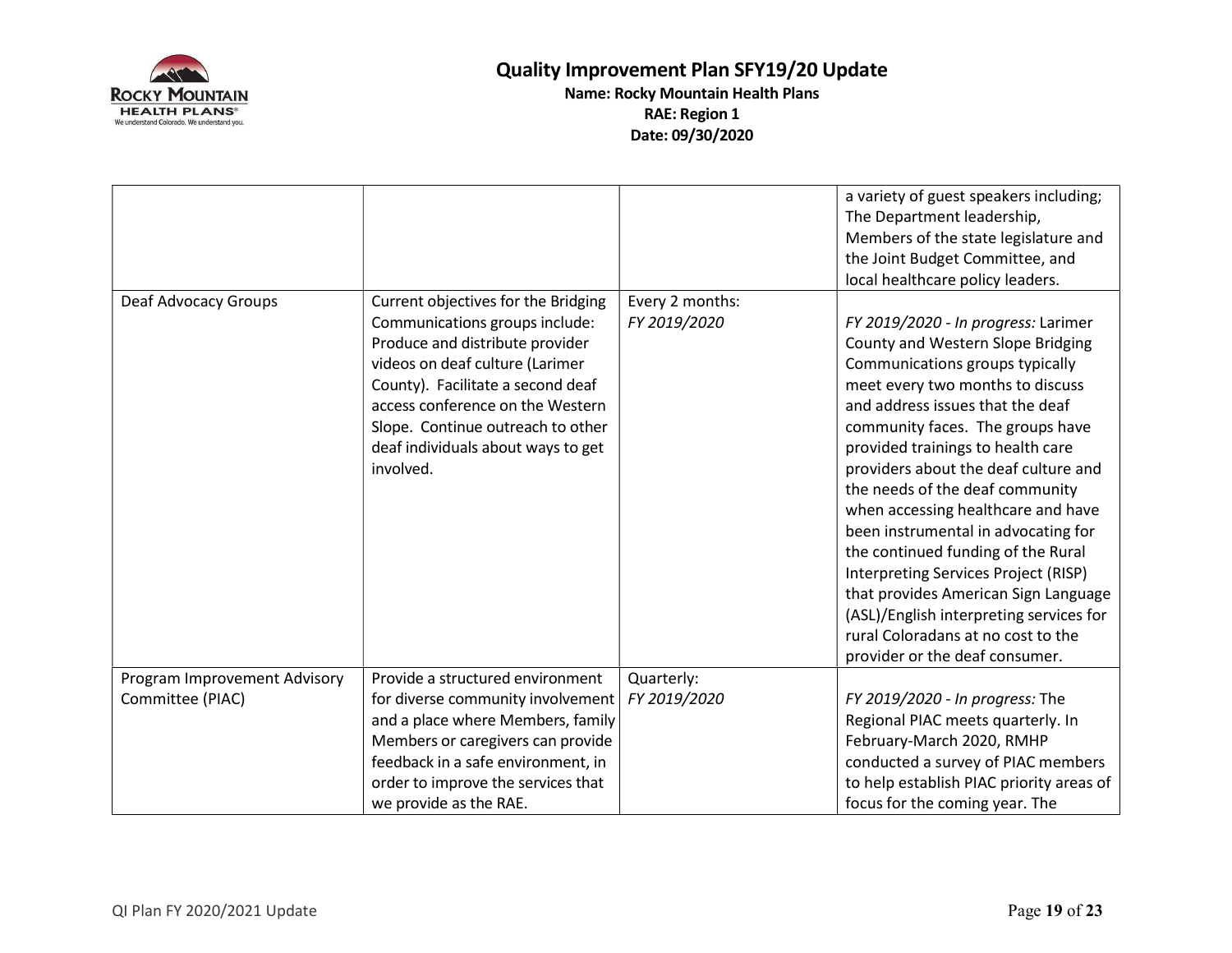| | | | |
|---|---|---|---|
| | | | a variety of guest speakers including; The Department leadership, Members of the state legislature and the Joint Budget Committee, and local healthcare policy leaders. |
| Deaf Advocacy Groups | Current objectives for the Bridging Communications groups include: Produce and distribute provider videos on deaf culture (Larimer County). Facilitate a second deaf access conference on the Western Slope. Continue outreach to other deaf individuals about ways to get involved. | Every 2 months: *FY 2019/2020* | *FY 2019/2020 - In progress:* Larimer County and Western Slope Bridging Communications groups typically meet every two months to discuss and address issues that the deaf community faces. The groups have provided trainings to health care providers about the deaf culture and the needs of the deaf community when accessing healthcare and have been instrumental in advocating for the continued funding of the Rural Interpreting Services Project (RISP) that provides American Sign Language (ASL)/English interpreting services for rural Coloradans at no cost to the provider or the deaf consumer. |
| Program Improvement Advisory Committee (PIAC) | Provide a structured environment for diverse community involvement and a place where Members, family Members or caregivers can provide feedback in a safe environment, in order to improve the services that we provide as the RAE. | Quarterly: *FY 2019/2020* | *FY 2019/2020 - In progress:* The Regional PIAC meets quarterly. In February-March 2020, RMHP conducted a survey of PIAC members to help establish PIAC priority areas of focus for the coming year. The |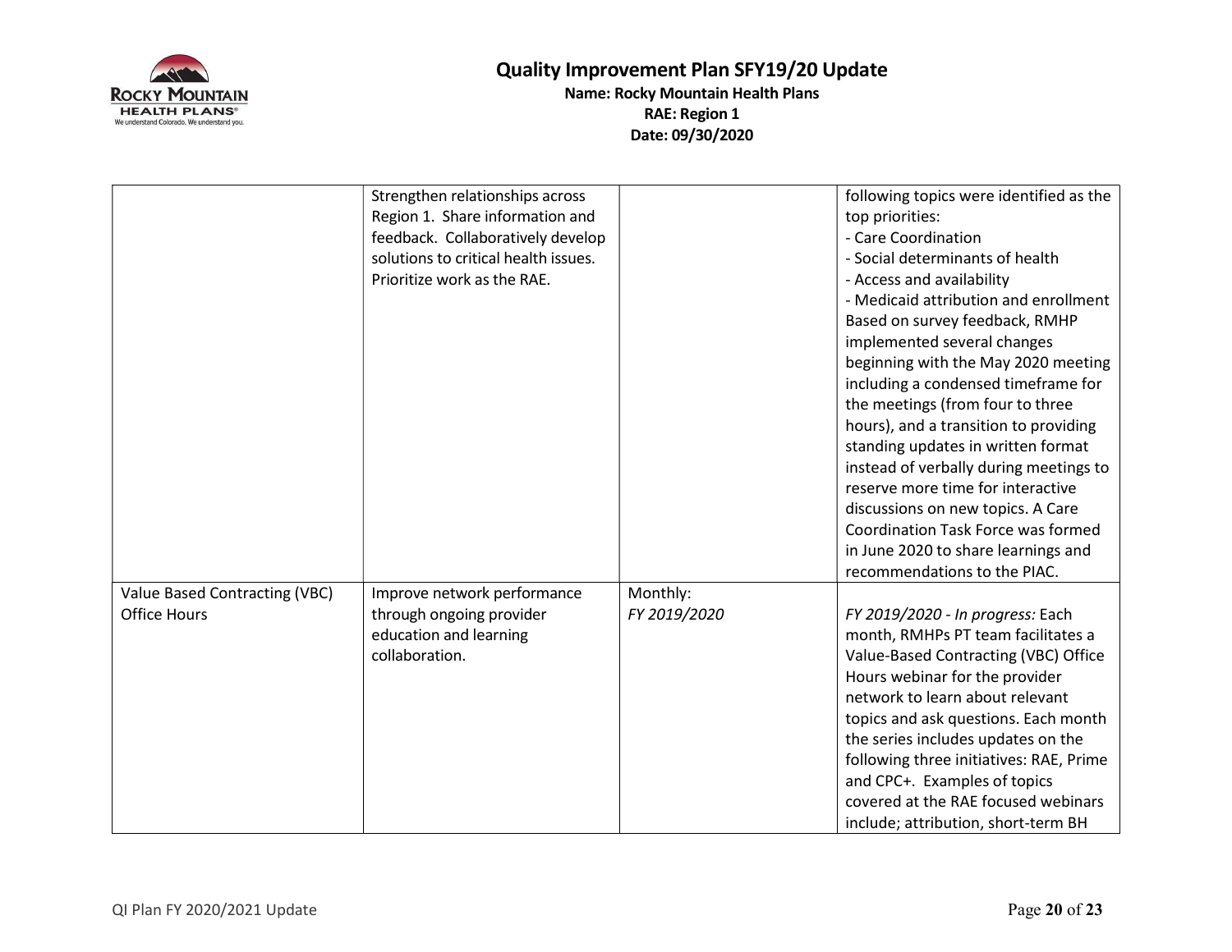| | | | |
|---|---|---|---|
| | Strengthen relationships across Region 1. Share information and feedback. Collaboratively develop solutions to critical health issues. Prioritize work as the RAE. | | following topics were identified as the top priorities:<br>- Care Coordination<br>- Social determinants of health<br>- Access and availability<br>- Medicaid attribution and enrollment<br>Based on survey feedback, RMHP implemented several changes beginning with the May 2020 meeting including a condensed timeframe for the meetings (from four to three hours), and a transition to providing standing updates in written format instead of verbally during meetings to reserve more time for interactive discussions on new topics. A Care Coordination Task Force was formed in June 2020 to share learnings and recommendations to the PIAC. |
| Value Based Contracting (VBC) Office Hours | Improve network performance through ongoing provider education and learning collaboration. | Monthly:<br>*FY 2019/2020* | *FY 2019/2020 - In progress:* Each month, RMHPs PT team facilitates a Value-Based Contracting (VBC) Office Hours webinar for the provider network to learn about relevant topics and ask questions. Each month the series includes updates on the following three initiatives: RAE, Prime and CPC+. Examples of topics covered at the RAE focused webinars include; attribution, short-term BH |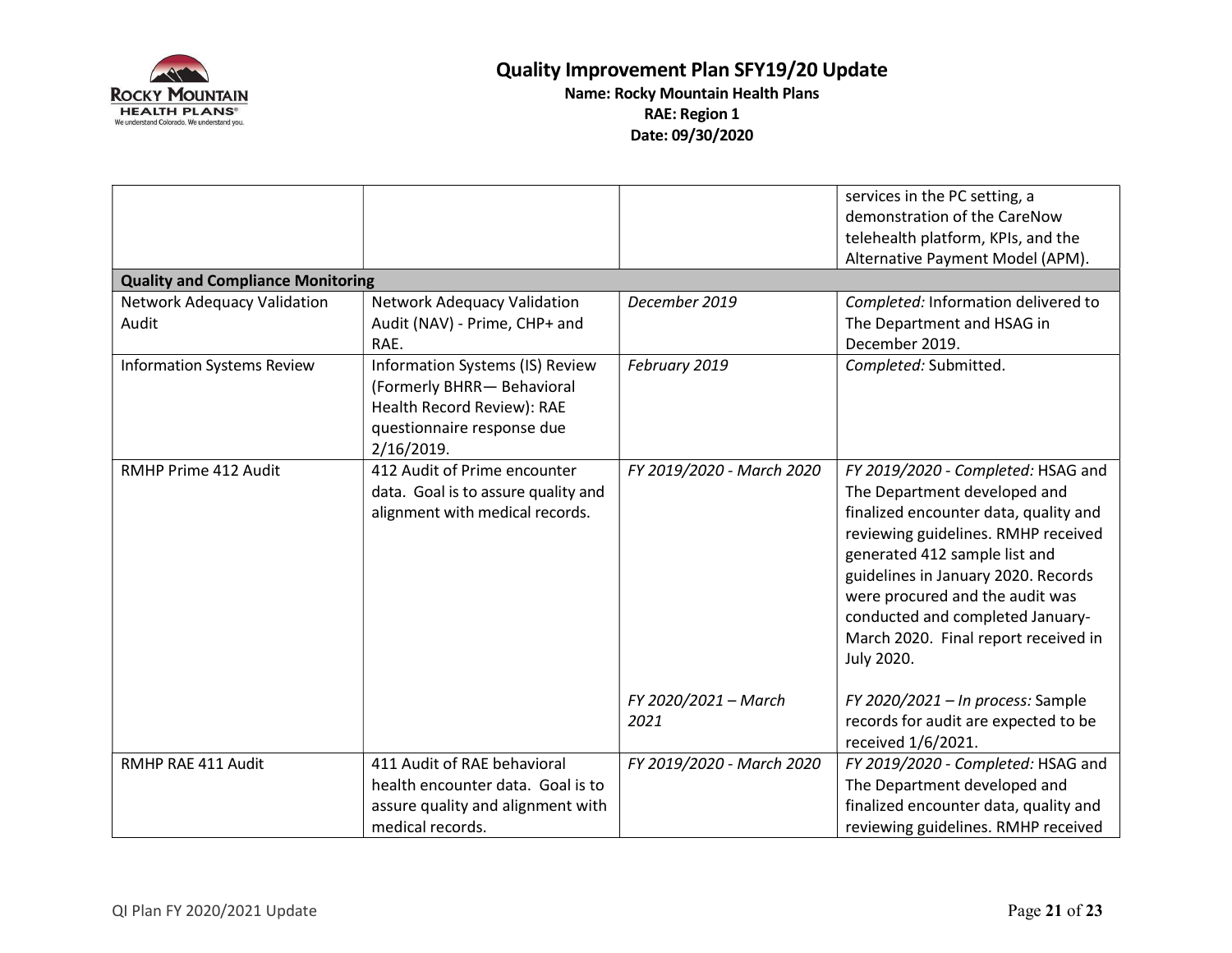# Quality Improvement Plan SFY19/20 Update

**Name: Rocky Mountain Health Plans**
**RAE: Region 1**
**Date: 09/30/2020**

| | | | |
|---|---|---|---|
| | | | services in the PC setting, a demonstration of the CareNow telehealth platform, KPIs, and the Alternative Payment Model (APM). |
| **Quality and Compliance Monitoring** | | | |
| Network Adequacy Validation Audit | Network Adequacy Validation Audit (NAV) - Prime, CHP+ and RAE. | *December 2019* | *Completed:* Information delivered to The Department and HSAG in December 2019. |
| Information Systems Review | Information Systems (IS) Review (Formerly BHRR— Behavioral Health Record Review): RAE questionnaire response due 2/16/2019. | *February 2019* | *Completed:* Submitted. |
| RMHP Prime 412 Audit | 412 Audit of Prime encounter data. Goal is to assure quality and alignment with medical records. | *FY 2019/2020 - March 2020*<br><br>*FY 2020/2021 – March 2021* | *FY 2019/2020 - Completed:* HSAG and The Department developed and finalized encounter data, quality and reviewing guidelines. RMHP received generated 412 sample list and guidelines in January 2020. Records were procured and the audit was conducted and completed January-March 2020. Final report received in July 2020.<br><br>*FY 2020/2021 – In process:* Sample records for audit are expected to be received 1/6/2021. |
| RMHP RAE 411 Audit | 411 Audit of RAE behavioral health encounter data. Goal is to assure quality and alignment with medical records. | *FY 2019/2020 - March 2020* | *FY 2019/2020 - Completed:* HSAG and The Department developed and finalized encounter data, quality and reviewing guidelines. RMHP received |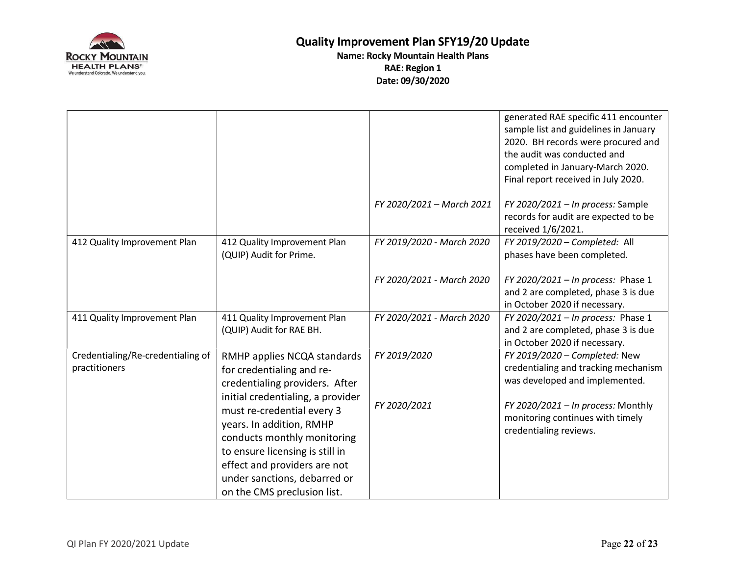| | | | |
|---|---|---|---|
| | | | generated RAE specific 411 encounter sample list and guidelines in January 2020. BH records were procured and the audit was conducted and completed in January-March 2020. Final report received in July 2020. |
| | | *FY 2020/2021 – March 2021* | *FY 2020/2021 – In process:* Sample records for audit are expected to be received 1/6/2021. |
| 412 Quality Improvement Plan | 412 Quality Improvement Plan (QUIP) Audit for Prime. | *FY 2019/2020 - March 2020*<br><br>*FY 2020/2021 - March 2020* | *FY 2019/2020 – Completed:* All phases have been completed.<br><br>*FY 2020/2021 – In process:* Phase 1 and 2 are completed, phase 3 is due in October 2020 if necessary. |
| 411 Quality Improvement Plan | 411 Quality Improvement Plan (QUIP) Audit for RAE BH. | *FY 2020/2021 - March 2020* | *FY 2020/2021 – In process:* Phase 1 and 2 are completed, phase 3 is due in October 2020 if necessary. |
| Credentialing/Re-credentialing of practitioners | RMHP applies NCQA standards for credentialing and re-credentialing providers. After initial credentialing, a provider must re-credential every 3 years. In addition, RMHP conducts monthly monitoring to ensure licensing is still in effect and providers are not under sanctions, debarred or on the CMS preclusion list. | *FY 2019/2020*<br><br>*FY 2020/2021* | *FY 2019/2020 – Completed:* New credentialing and tracking mechanism was developed and implemented.<br><br>*FY 2020/2021 – In process:* Monthly monitoring continues with timely credentialing reviews. |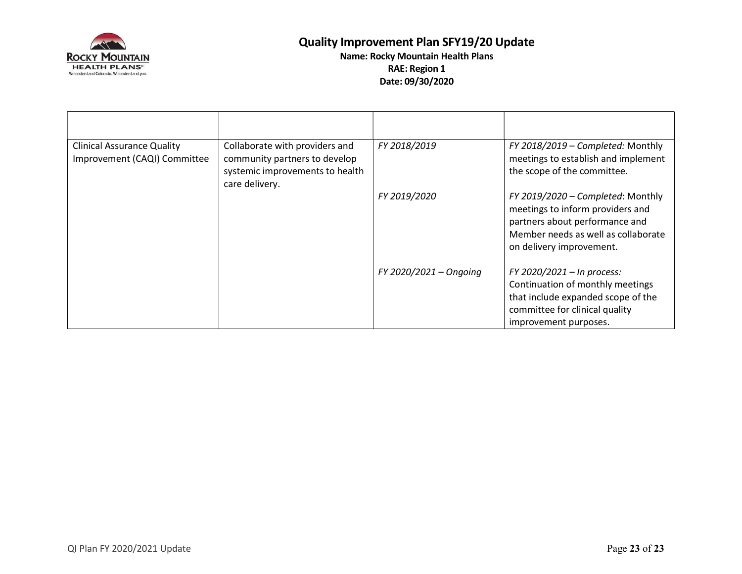| | | | |
|---|---|---|---|
| Clinical Assurance Quality Improvement (CAQI) Committee | Collaborate with providers and community partners to develop systemic improvements to health care delivery. | *FY 2018/2019* | *FY 2018/2019 – Completed:* Monthly meetings to establish and implement the scope of the committee. |
| | | *FY 2019/2020* | *FY 2019/2020 – Completed*: Monthly meetings to inform providers and partners about performance and Member needs as well as collaborate on delivery improvement. |
| | | *FY 2020/2021 – Ongoing* | *FY 2020/2021 – In process:* Continuation of monthly meetings that include expanded scope of the committee for clinical quality improvement purposes. |